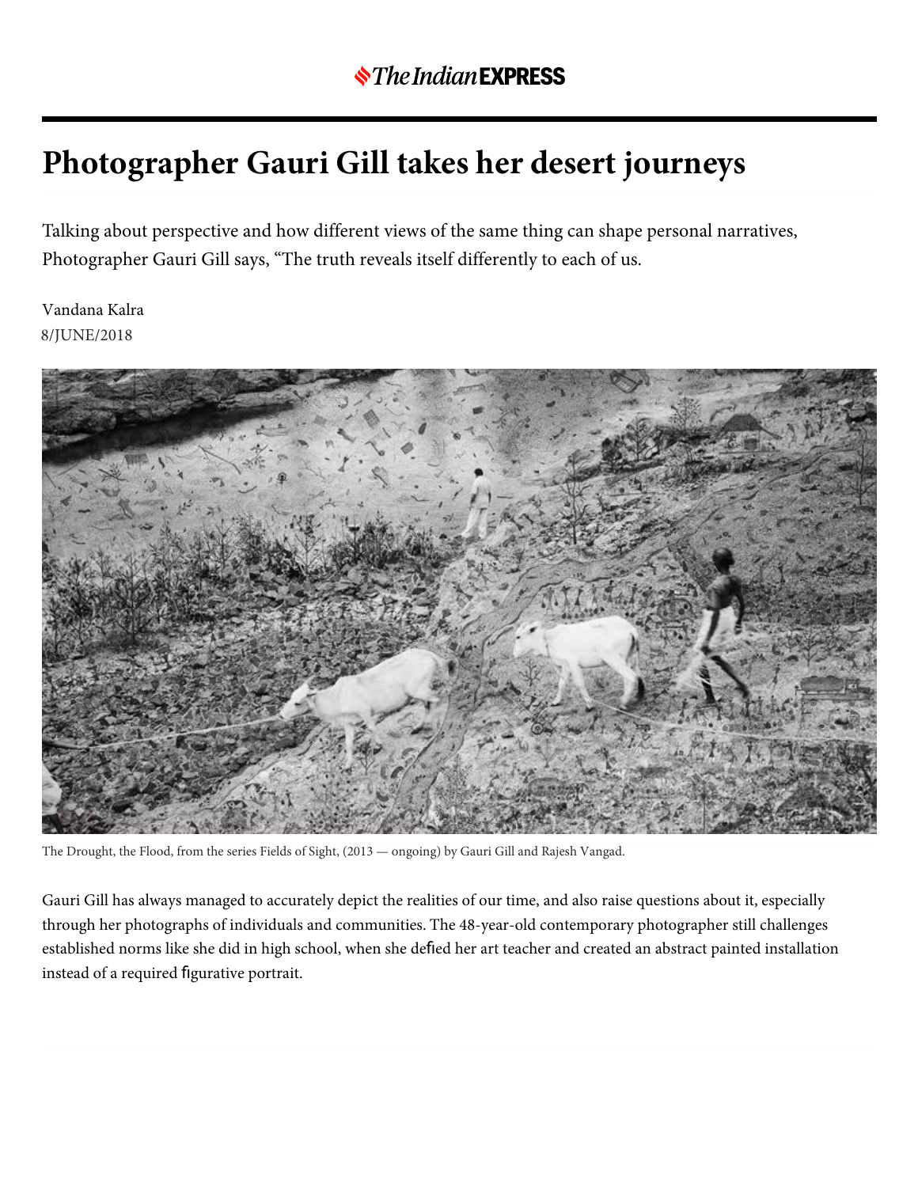# Photographer Gauri Gill takes her desert journeys

Talking about perspective and how different views of the same thing can shape personal narratives, Photographer Gauri Gill says, “The truth reveals itself differently to each of us.

Vandana Kalra
8/JUNE/2018

The Drought, the Flood, from the series Fields of Sight, (2013 — ongoing) by Gauri Gill and Rajesh Vangad.

Gauri Gill has always managed to accurately depict the realities of our time, and also raise questions about it, especially through her photographs of individuals and communities. The 48-year-old contemporary photographer still challenges established norms like she did in high school, when she defied her art teacher and created an abstract painted installation instead of a required figurative portrait.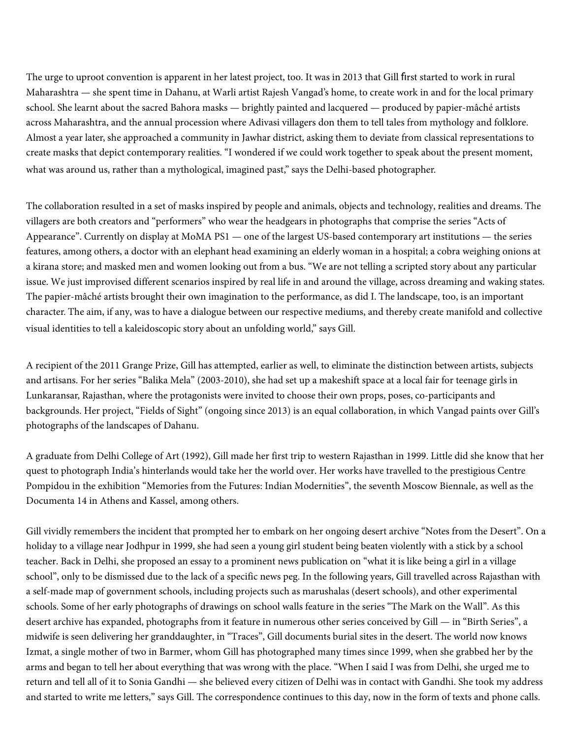The urge to uproot convention is apparent in her latest project, too. It was in 2013 that Gill first started to work in rural Maharashtra — she spent time in Dahanu, at Warli artist Rajesh Vangad's home, to create work in and for the local primary school. She learnt about the sacred Bahora masks — brightly painted and lacquered — produced by papier-mâché artists across Maharashtra, and the annual procession where Adivasi villagers don them to tell tales from mythology and folklore. Almost a year later, she approached a community in Jawhar district, asking them to deviate from classical representations to create masks that depict contemporary realities. "I wondered if we could work together to speak about the present moment, what was around us, rather than a mythological, imagined past," says the Delhi-based photographer.

The collaboration resulted in a set of masks inspired by people and animals, objects and technology, realities and dreams. The villagers are both creators and "performers" who wear the headgears in photographs that comprise the series "Acts of Appearance". Currently on display at MoMA PS1 — one of the largest US-based contemporary art institutions — the series features, among others, a doctor with an elephant head examining an elderly woman in a hospital; a cobra weighing onions at a kirana store; and masked men and women looking out from a bus. "We are not telling a scripted story about any particular issue. We just improvised different scenarios inspired by real life in and around the village, across dreaming and waking states. The papier-mâché artists brought their own imagination to the performance, as did I. The landscape, too, is an important character. The aim, if any, was to have a dialogue between our respective mediums, and thereby create manifold and collective visual identities to tell a kaleidoscopic story about an unfolding world," says Gill.

A recipient of the 2011 Grange Prize, Gill has attempted, earlier as well, to eliminate the distinction between artists, subjects and artisans. For her series "Balika Mela" (2003-2010), she had set up a makeshift space at a local fair for teenage girls in Lunkaransar, Rajasthan, where the protagonists were invited to choose their own props, poses, co-participants and backgrounds. Her project, "Fields of Sight" (ongoing since 2013) is an equal collaboration, in which Vangad paints over Gill's photographs of the landscapes of Dahanu.

A graduate from Delhi College of Art (1992), Gill made her first trip to western Rajasthan in 1999. Little did she know that her quest to photograph India's hinterlands would take her the world over. Her works have travelled to the prestigious Centre Pompidou in the exhibition "Memories from the Futures: Indian Modernities", the seventh Moscow Biennale, as well as the Documenta 14 in Athens and Kassel, among others.

Gill vividly remembers the incident that prompted her to embark on her ongoing desert archive "Notes from the Desert". On a holiday to a village near Jodhpur in 1999, she had seen a young girl student being beaten violently with a stick by a school teacher. Back in Delhi, she proposed an essay to a prominent news publication on "what it is like being a girl in a village school", only to be dismissed due to the lack of a specific news peg. In the following years, Gill travelled across Rajasthan with a self-made map of government schools, including projects such as marushalas (desert schools), and other experimental schools. Some of her early photographs of drawings on school walls feature in the series "The Mark on the Wall". As this desert archive has expanded, photographs from it feature in numerous other series conceived by Gill — in "Birth Series", a midwife is seen delivering her granddaughter, in "Traces", Gill documents burial sites in the desert. The world now knows Izmat, a single mother of two in Barmer, whom Gill has photographed many times since 1999, when she grabbed her by the arms and began to tell her about everything that was wrong with the place. "When I said I was from Delhi, she urged me to return and tell all of it to Sonia Gandhi — she believed every citizen of Delhi was in contact with Gandhi. She took my address and started to write me letters," says Gill. The correspondence continues to this day, now in the form of texts and phone calls.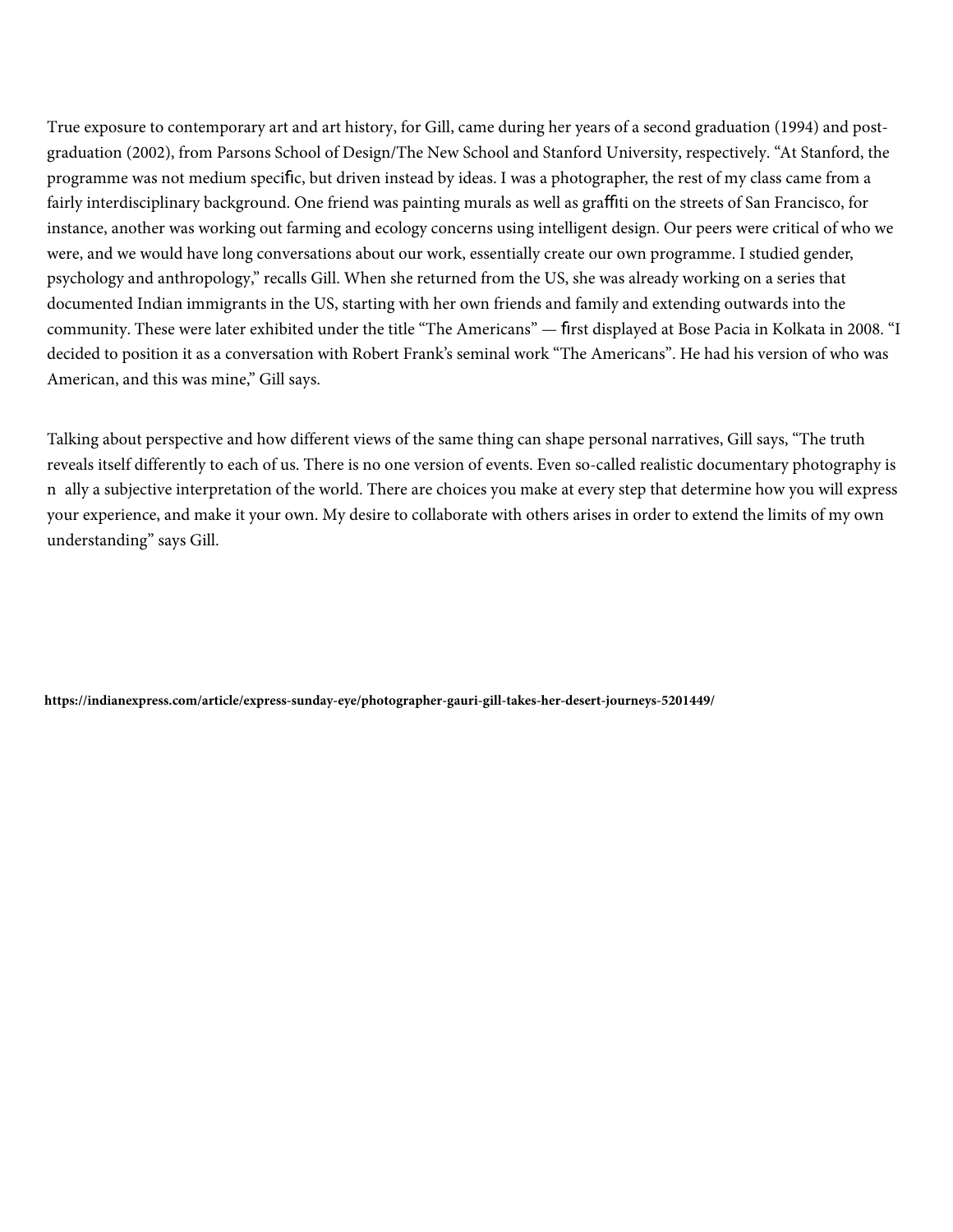True exposure to contemporary art and art history, for Gill, came during her years of a second graduation (1994) and post-graduation (2002), from Parsons School of Design/The New School and Stanford University, respectively. "At Stanford, the programme was not medium specific, but driven instead by ideas. I was a photographer, the rest of my class came from a fairly interdisciplinary background. One friend was painting murals as well as graffiti on the streets of San Francisco, for instance, another was working out farming and ecology concerns using intelligent design. Our peers were critical of who we were, and we would have long conversations about our work, essentially create our own programme. I studied gender, psychology and anthropology," recalls Gill. When she returned from the US, she was already working on a series that documented Indian immigrants in the US, starting with her own friends and family and extending outwards into the community. These were later exhibited under the title "The Americans" — first displayed at Bose Pacia in Kolkata in 2008. "I decided to position it as a conversation with Robert Frank's seminal work "The Americans". He had his version of who was American, and this was mine," Gill says.

Talking about perspective and how different views of the same thing can shape personal narratives, Gill says, "The truth reveals itself differently to each of us. There is no one version of events. Even so-called realistic documentary photography is n ally a subjective interpretation of the world. There are choices you make at every step that determine how you will express your experience, and make it your own. My desire to collaborate with others arises in order to extend the limits of my own understanding" says Gill.

**https://indianexpress.com/article/express-sunday-eye/photographer-gauri-gill-takes-her-desert-journeys-5201449/**